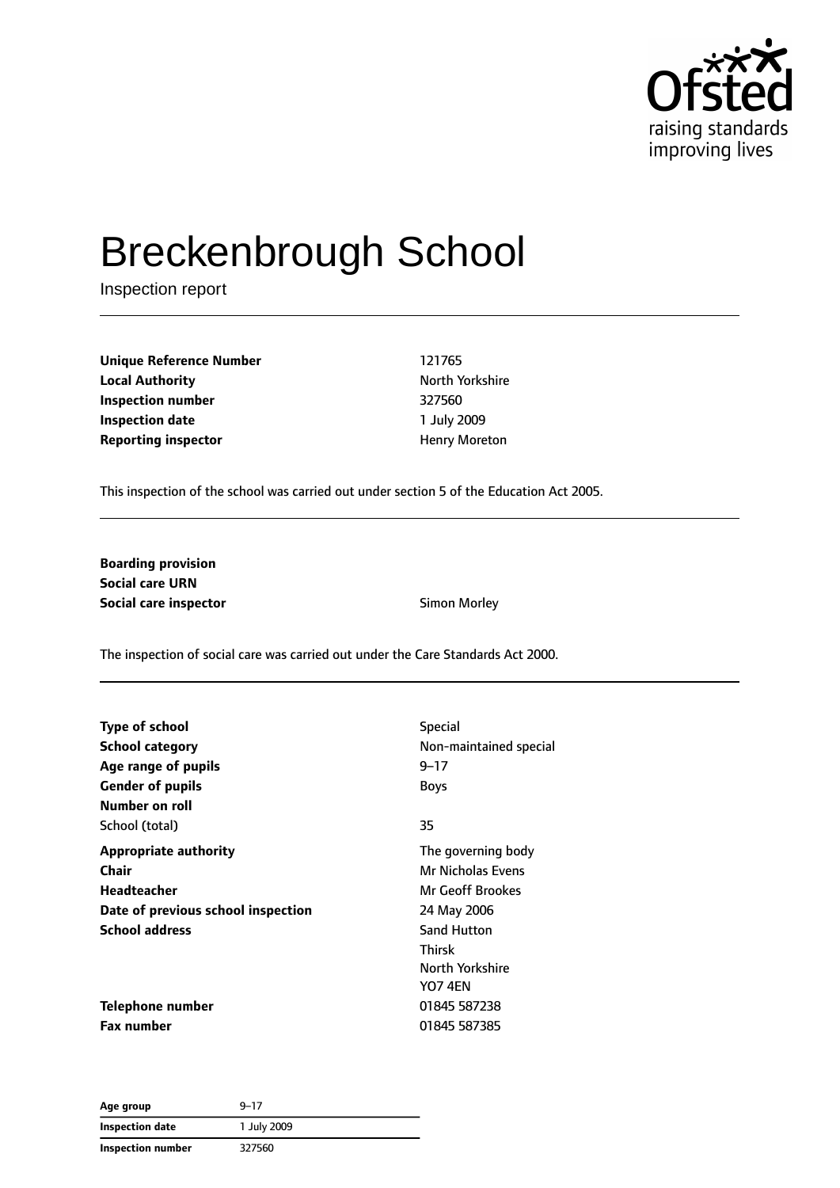# Breckenbrough School

Inspection report

| | |
|---|---|
| **Unique Reference Number** | 121765 |
| **Local Authority** | North Yorkshire |
| **Inspection number** | 327560 |
| **Inspection date** | 1 July 2009 |
| **Reporting inspector** | Henry Moreton |

This inspection of the school was carried out under section 5 of the Education Act 2005.

| | |
|---|---|
| **Boarding provision** | |
| **Social care URN** | |
| **Social care inspector** | Simon Morley |

The inspection of social care was carried out under the Care Standards Act 2000.

| | |
|---|---|
| **Type of school** | Special |
| **School category** | Non-maintained special |
| **Age range of pupils** | 9–17 |
| **Gender of pupils** | Boys |
| **Number on roll** | |
| School (total) | 35 |
| **Appropriate authority** | The governing body |
| **Chair** | Mr Nicholas Evens |
| **Headteacher** | Mr Geoff Brookes |
| **Date of previous school inspection** | 24 May 2006 |
| **School address** | Sand Hutton<br>Thirsk<br>North Yorkshire<br>YO7 4EN |
| **Telephone number** | 01845 587238 |
| **Fax number** | 01845 587385 |

| | |
|---|---|
| **Age group** | 9–17 |
| **Inspection date** | 1 July 2009 |
| **Inspection number** | 327560 |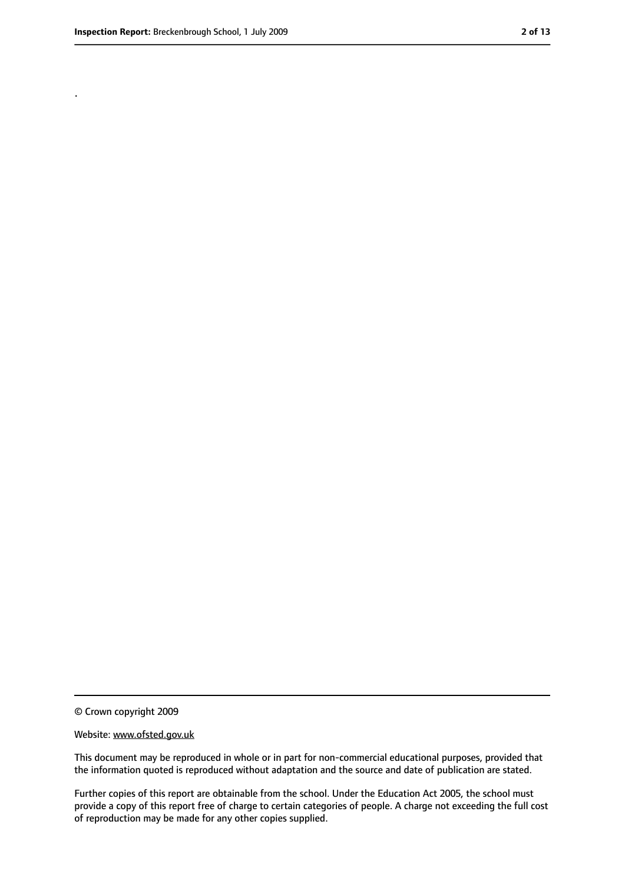.

© Crown copyright 2009

Website: www.ofsted.gov.uk

This document may be reproduced in whole or in part for non-commercial educational purposes, provided that the information quoted is reproduced without adaptation and the source and date of publication are stated.

Further copies of this report are obtainable from the school. Under the Education Act 2005, the school must provide a copy of this report free of charge to certain categories of people. A charge not exceeding the full cost of reproduction may be made for any other copies supplied.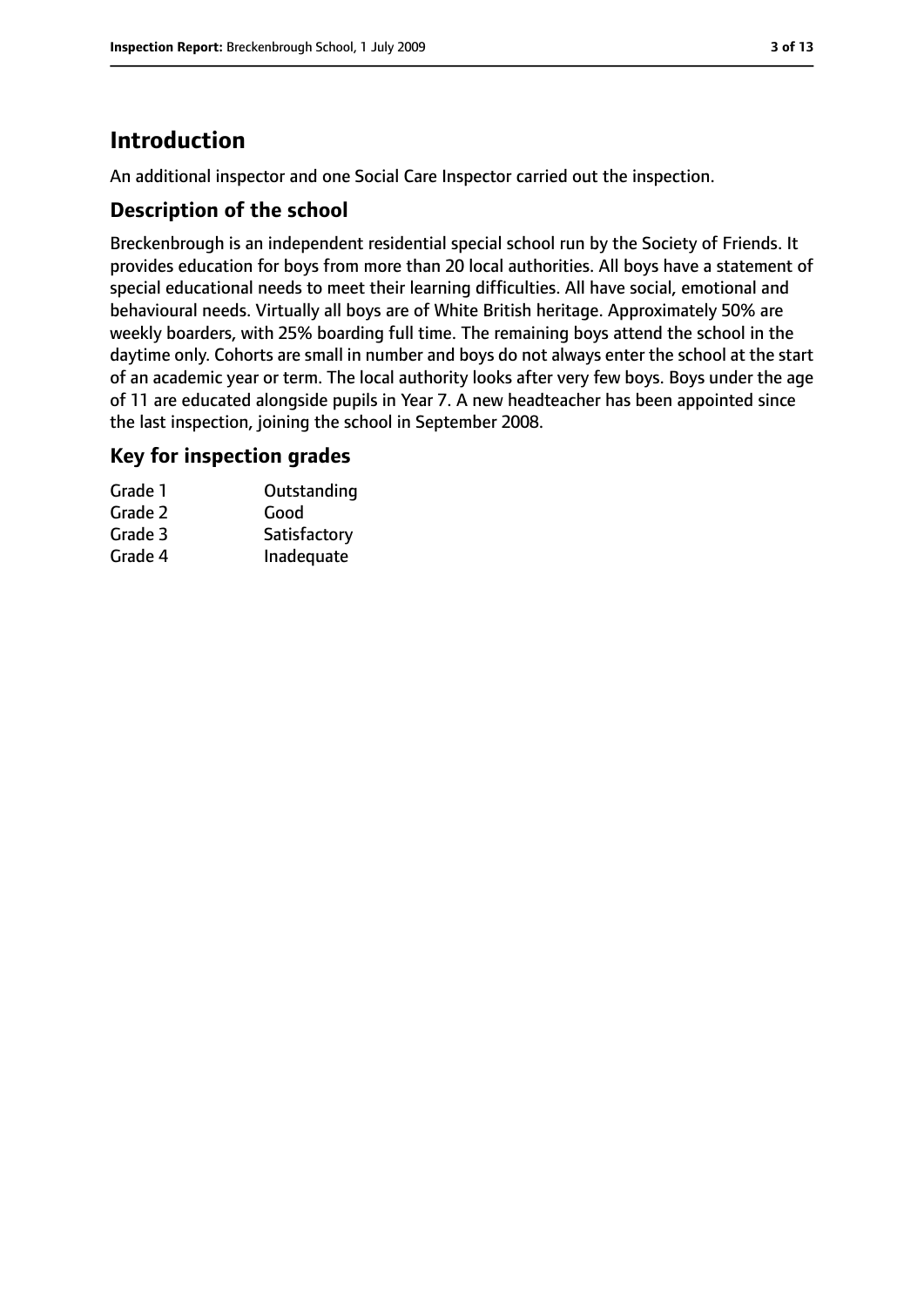# Introduction

An additional inspector and one Social Care Inspector carried out the inspection.

## Description of the school

Breckenbrough is an independent residential special school run by the Society of Friends. It provides education for boys from more than 20 local authorities. All boys have a statement of special educational needs to meet their learning difficulties. All have social, emotional and behavioural needs. Virtually all boys are of White British heritage. Approximately 50% are weekly boarders, with 25% boarding full time. The remaining boys attend the school in the daytime only. Cohorts are small in number and boys do not always enter the school at the start of an academic year or term. The local authority looks after very few boys. Boys under the age of 11 are educated alongside pupils in Year 7. A new headteacher has been appointed since the last inspection, joining the school in September 2008.

## Key for inspection grades

| | |
|---|---|
| Grade 1 | Outstanding |
| Grade 2 | Good |
| Grade 3 | Satisfactory |
| Grade 4 | Inadequate |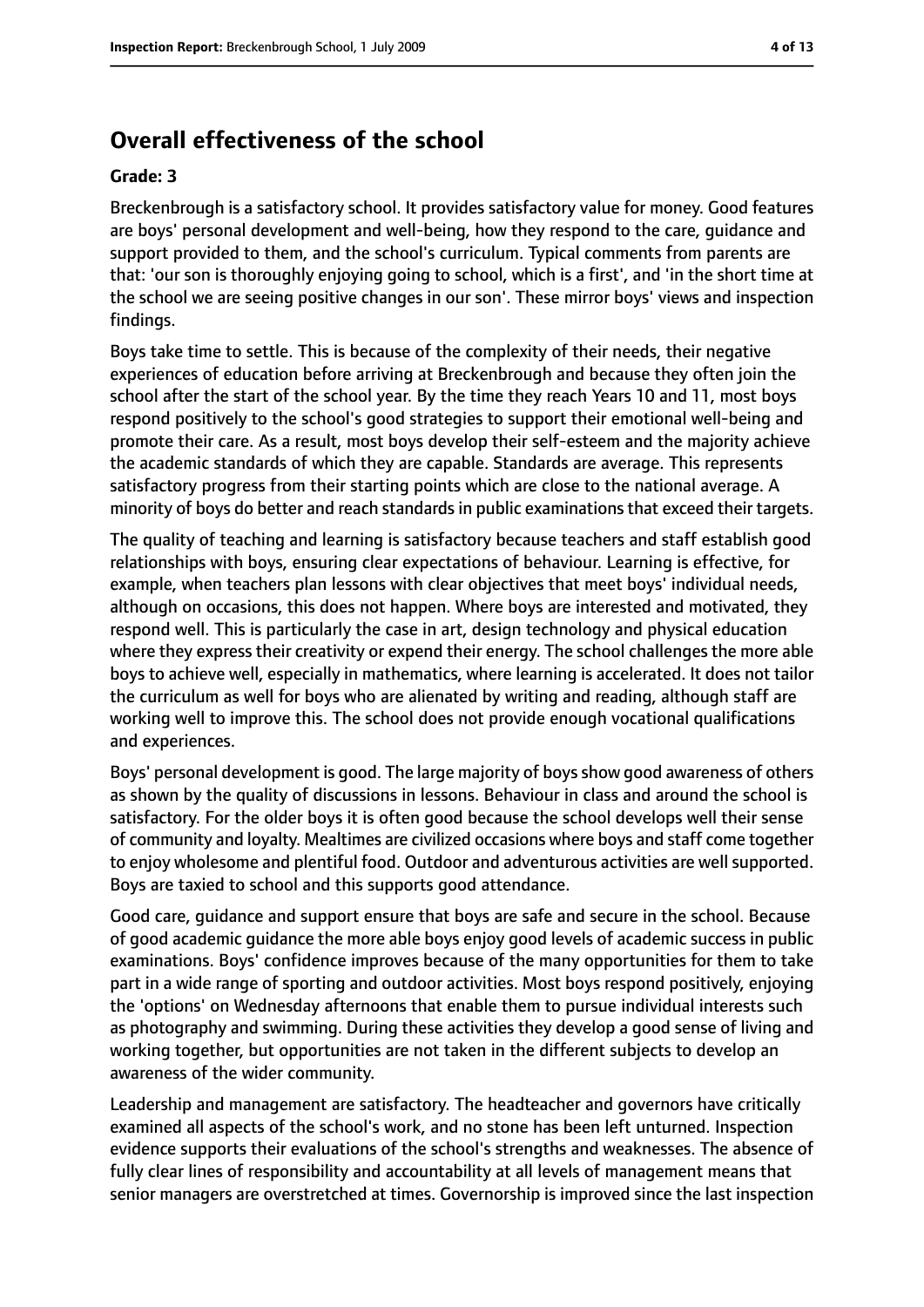## Overall effectiveness of the school

**Grade: 3**

Breckenbrough is a satisfactory school. It provides satisfactory value for money. Good features are boys' personal development and well-being, how they respond to the care, guidance and support provided to them, and the school's curriculum. Typical comments from parents are that: 'our son is thoroughly enjoying going to school, which is a first', and 'in the short time at the school we are seeing positive changes in our son'. These mirror boys' views and inspection findings.

Boys take time to settle. This is because of the complexity of their needs, their negative experiences of education before arriving at Breckenbrough and because they often join the school after the start of the school year. By the time they reach Years 10 and 11, most boys respond positively to the school's good strategies to support their emotional well-being and promote their care. As a result, most boys develop their self-esteem and the majority achieve the academic standards of which they are capable. Standards are average. This represents satisfactory progress from their starting points which are close to the national average. A minority of boys do better and reach standards in public examinations that exceed their targets.

The quality of teaching and learning is satisfactory because teachers and staff establish good relationships with boys, ensuring clear expectations of behaviour. Learning is effective, for example, when teachers plan lessons with clear objectives that meet boys' individual needs, although on occasions, this does not happen. Where boys are interested and motivated, they respond well. This is particularly the case in art, design technology and physical education where they express their creativity or expend their energy. The school challenges the more able boys to achieve well, especially in mathematics, where learning is accelerated. It does not tailor the curriculum as well for boys who are alienated by writing and reading, although staff are working well to improve this. The school does not provide enough vocational qualifications and experiences.

Boys' personal development is good. The large majority of boys show good awareness of others as shown by the quality of discussions in lessons. Behaviour in class and around the school is satisfactory. For the older boys it is often good because the school develops well their sense of community and loyalty. Mealtimes are civilized occasions where boys and staff come together to enjoy wholesome and plentiful food. Outdoor and adventurous activities are well supported. Boys are taxied to school and this supports good attendance.

Good care, guidance and support ensure that boys are safe and secure in the school. Because of good academic guidance the more able boys enjoy good levels of academic success in public examinations. Boys' confidence improves because of the many opportunities for them to take part in a wide range of sporting and outdoor activities. Most boys respond positively, enjoying the 'options' on Wednesday afternoons that enable them to pursue individual interests such as photography and swimming. During these activities they develop a good sense of living and working together, but opportunities are not taken in the different subjects to develop an awareness of the wider community.

Leadership and management are satisfactory. The headteacher and governors have critically examined all aspects of the school's work, and no stone has been left unturned. Inspection evidence supports their evaluations of the school's strengths and weaknesses. The absence of fully clear lines of responsibility and accountability at all levels of management means that senior managers are overstretched at times. Governorship is improved since the last inspection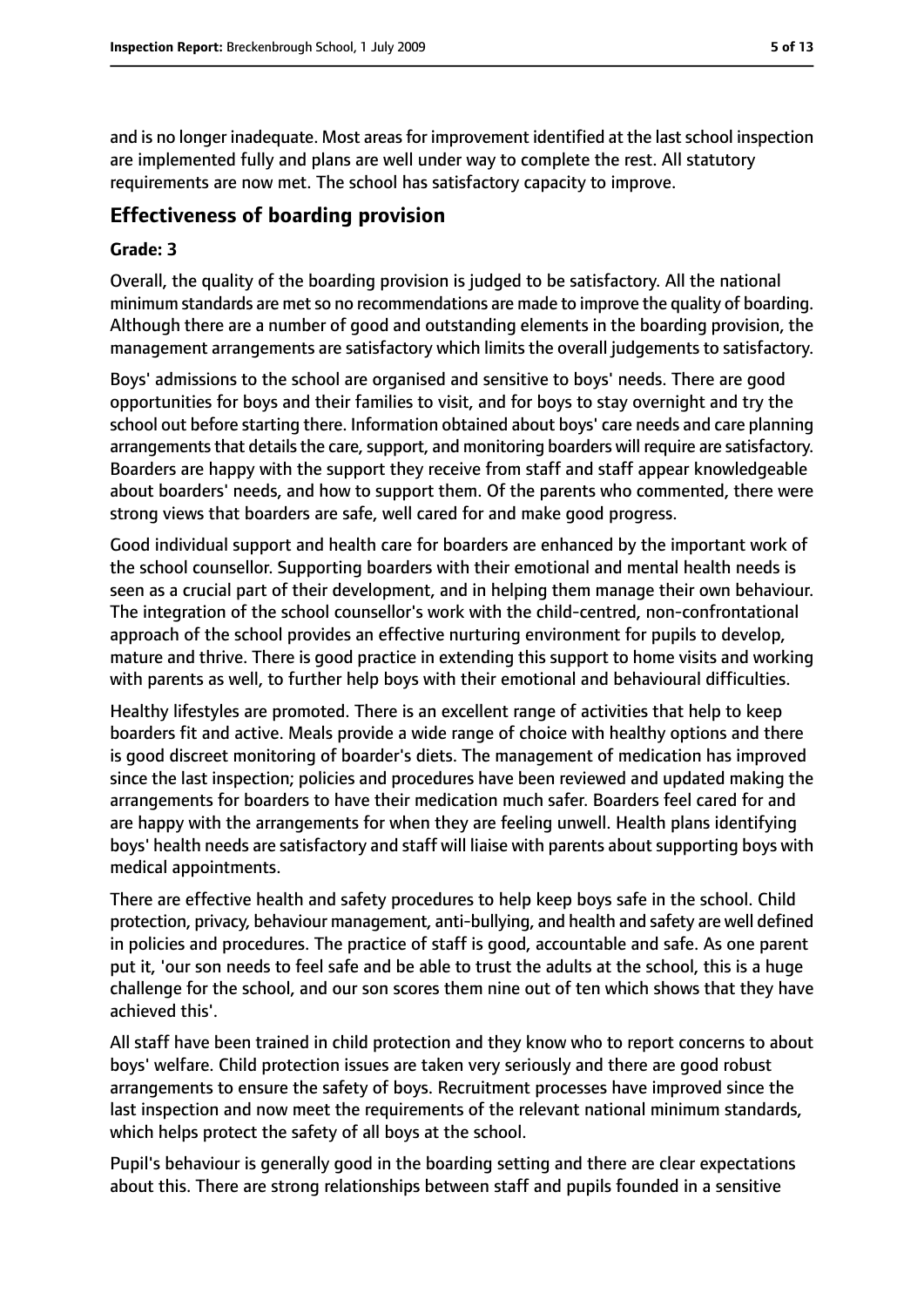and is no longer inadequate. Most areas for improvement identified at the last school inspection are implemented fully and plans are well under way to complete the rest. All statutory requirements are now met. The school has satisfactory capacity to improve.

## Effectiveness of boarding provision

### Grade: 3

Overall, the quality of the boarding provision is judged to be satisfactory. All the national minimum standards are met so no recommendations are made to improve the quality of boarding. Although there are a number of good and outstanding elements in the boarding provision, the management arrangements are satisfactory which limits the overall judgements to satisfactory.

Boys' admissions to the school are organised and sensitive to boys' needs. There are good opportunities for boys and their families to visit, and for boys to stay overnight and try the school out before starting there. Information obtained about boys' care needs and care planning arrangements that details the care, support, and monitoring boarders will require are satisfactory. Boarders are happy with the support they receive from staff and staff appear knowledgeable about boarders' needs, and how to support them. Of the parents who commented, there were strong views that boarders are safe, well cared for and make good progress.

Good individual support and health care for boarders are enhanced by the important work of the school counsellor. Supporting boarders with their emotional and mental health needs is seen as a crucial part of their development, and in helping them manage their own behaviour. The integration of the school counsellor's work with the child-centred, non-confrontational approach of the school provides an effective nurturing environment for pupils to develop, mature and thrive. There is good practice in extending this support to home visits and working with parents as well, to further help boys with their emotional and behavioural difficulties.

Healthy lifestyles are promoted. There is an excellent range of activities that help to keep boarders fit and active. Meals provide a wide range of choice with healthy options and there is good discreet monitoring of boarder's diets. The management of medication has improved since the last inspection; policies and procedures have been reviewed and updated making the arrangements for boarders to have their medication much safer. Boarders feel cared for and are happy with the arrangements for when they are feeling unwell. Health plans identifying boys' health needs are satisfactory and staff will liaise with parents about supporting boys with medical appointments.

There are effective health and safety procedures to help keep boys safe in the school. Child protection, privacy, behaviour management, anti-bullying, and health and safety are well defined in policies and procedures. The practice of staff is good, accountable and safe. As one parent put it, 'our son needs to feel safe and be able to trust the adults at the school, this is a huge challenge for the school, and our son scores them nine out of ten which shows that they have achieved this'.

All staff have been trained in child protection and they know who to report concerns to about boys' welfare. Child protection issues are taken very seriously and there are good robust arrangements to ensure the safety of boys. Recruitment processes have improved since the last inspection and now meet the requirements of the relevant national minimum standards, which helps protect the safety of all boys at the school.

Pupil's behaviour is generally good in the boarding setting and there are clear expectations about this. There are strong relationships between staff and pupils founded in a sensitive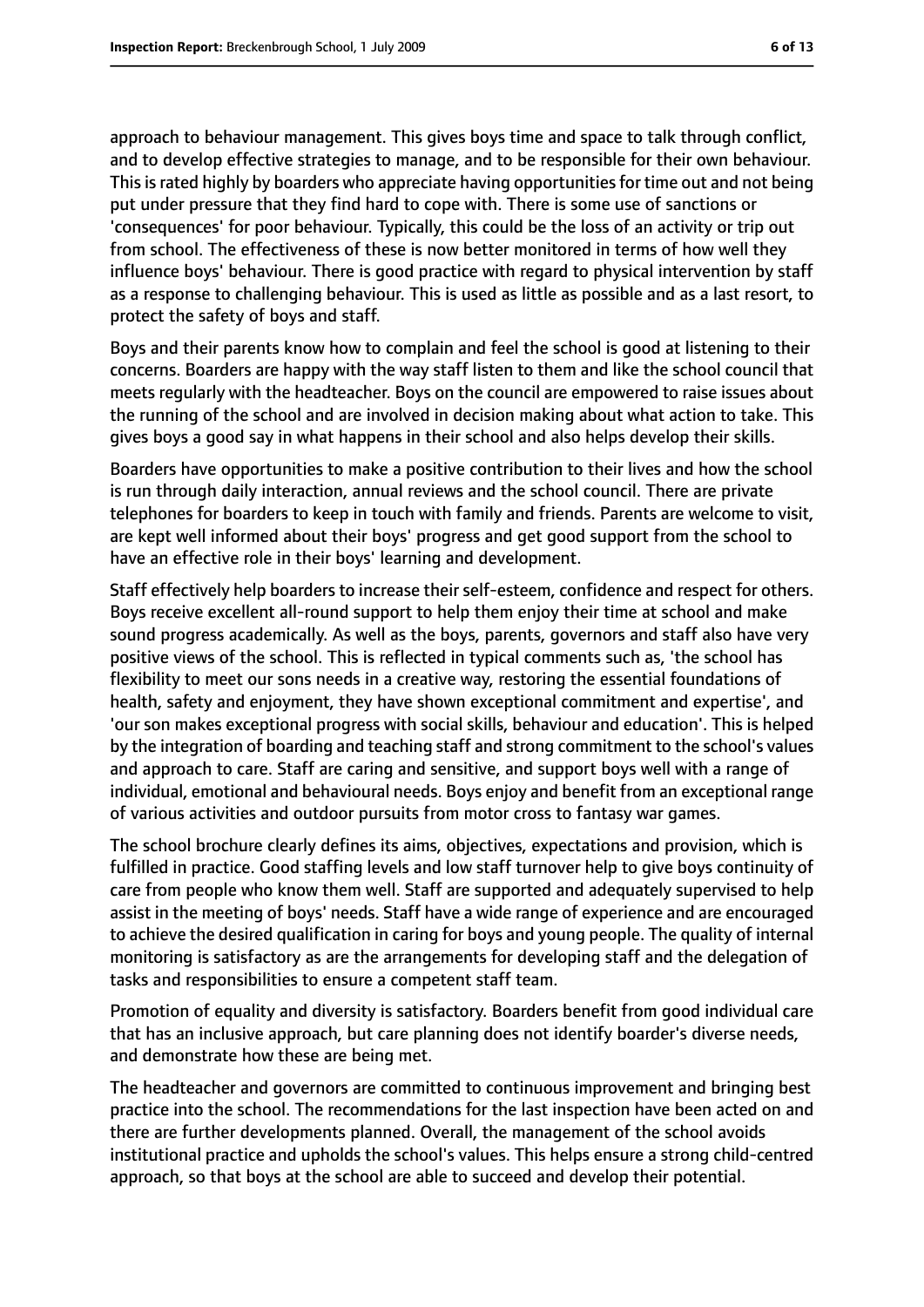approach to behaviour management. This gives boys time and space to talk through conflict, and to develop effective strategies to manage, and to be responsible for their own behaviour. This is rated highly by boarders who appreciate having opportunities for time out and not being put under pressure that they find hard to cope with. There is some use of sanctions or 'consequences' for poor behaviour. Typically, this could be the loss of an activity or trip out from school. The effectiveness of these is now better monitored in terms of how well they influence boys' behaviour. There is good practice with regard to physical intervention by staff as a response to challenging behaviour. This is used as little as possible and as a last resort, to protect the safety of boys and staff.

Boys and their parents know how to complain and feel the school is good at listening to their concerns. Boarders are happy with the way staff listen to them and like the school council that meets regularly with the headteacher. Boys on the council are empowered to raise issues about the running of the school and are involved in decision making about what action to take. This gives boys a good say in what happens in their school and also helps develop their skills.

Boarders have opportunities to make a positive contribution to their lives and how the school is run through daily interaction, annual reviews and the school council. There are private telephones for boarders to keep in touch with family and friends. Parents are welcome to visit, are kept well informed about their boys' progress and get good support from the school to have an effective role in their boys' learning and development.

Staff effectively help boarders to increase their self-esteem, confidence and respect for others. Boys receive excellent all-round support to help them enjoy their time at school and make sound progress academically. As well as the boys, parents, governors and staff also have very positive views of the school. This is reflected in typical comments such as, 'the school has flexibility to meet our sons needs in a creative way, restoring the essential foundations of health, safety and enjoyment, they have shown exceptional commitment and expertise', and 'our son makes exceptional progress with social skills, behaviour and education'. This is helped by the integration of boarding and teaching staff and strong commitment to the school's values and approach to care. Staff are caring and sensitive, and support boys well with a range of individual, emotional and behavioural needs. Boys enjoy and benefit from an exceptional range of various activities and outdoor pursuits from motor cross to fantasy war games.

The school brochure clearly defines its aims, objectives, expectations and provision, which is fulfilled in practice. Good staffing levels and low staff turnover help to give boys continuity of care from people who know them well. Staff are supported and adequately supervised to help assist in the meeting of boys' needs. Staff have a wide range of experience and are encouraged to achieve the desired qualification in caring for boys and young people. The quality of internal monitoring is satisfactory as are the arrangements for developing staff and the delegation of tasks and responsibilities to ensure a competent staff team.

Promotion of equality and diversity is satisfactory. Boarders benefit from good individual care that has an inclusive approach, but care planning does not identify boarder's diverse needs, and demonstrate how these are being met.

The headteacher and governors are committed to continuous improvement and bringing best practice into the school. The recommendations for the last inspection have been acted on and there are further developments planned. Overall, the management of the school avoids institutional practice and upholds the school's values. This helps ensure a strong child-centred approach, so that boys at the school are able to succeed and develop their potential.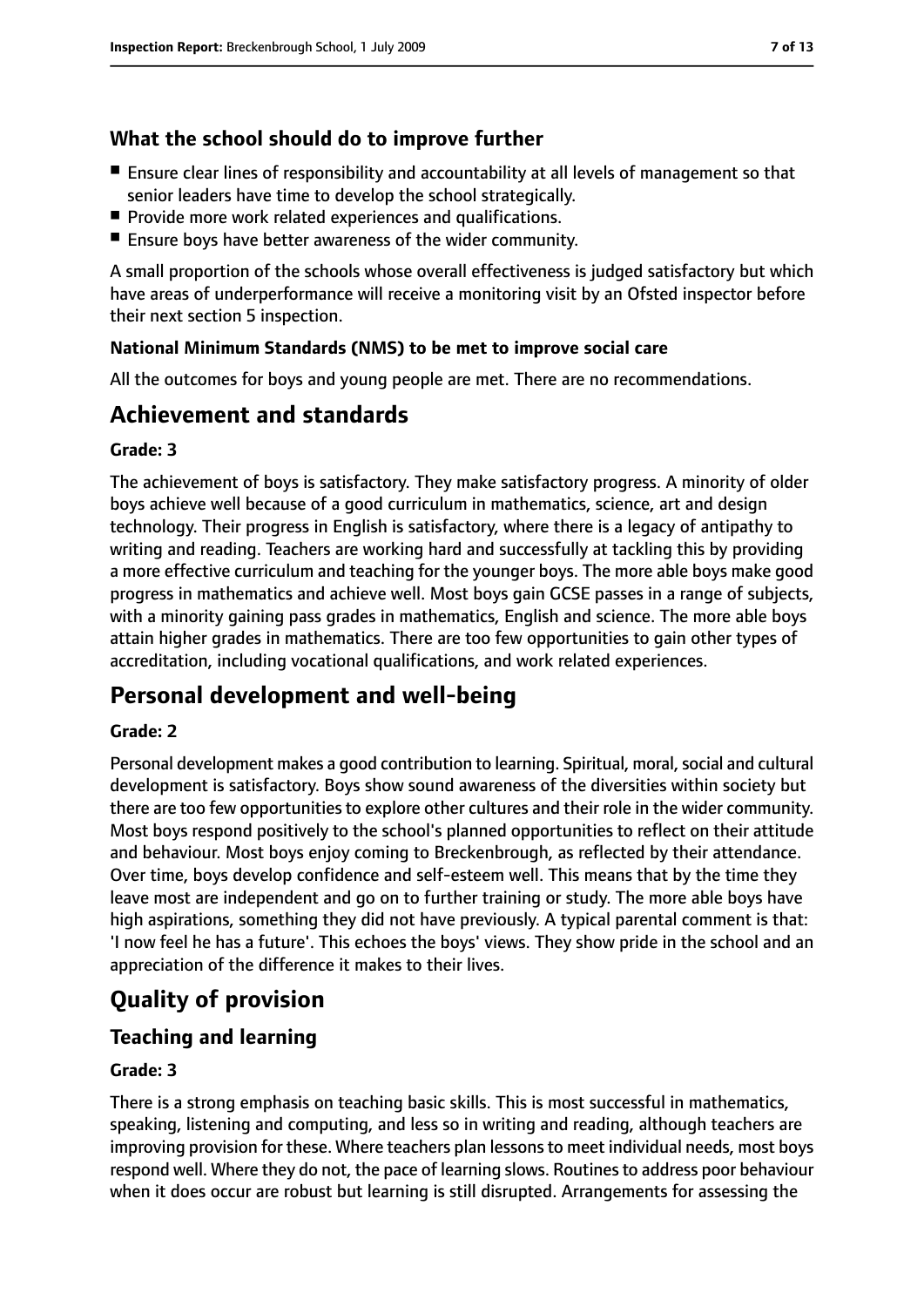### What the school should do to improve further

- Ensure clear lines of responsibility and accountability at all levels of management so that senior leaders have time to develop the school strategically.
- Provide more work related experiences and qualifications.
- Ensure boys have better awareness of the wider community.

A small proportion of the schools whose overall effectiveness is judged satisfactory but which have areas of underperformance will receive a monitoring visit by an Ofsted inspector before their next section 5 inspection.

**National Minimum Standards (NMS) to be met to improve social care**

All the outcomes for boys and young people are met. There are no recommendations.

## Achievement and standards

**Grade: 3**

The achievement of boys is satisfactory. They make satisfactory progress. A minority of older boys achieve well because of a good curriculum in mathematics, science, art and design technology. Their progress in English is satisfactory, where there is a legacy of antipathy to writing and reading. Teachers are working hard and successfully at tackling this by providing a more effective curriculum and teaching for the younger boys. The more able boys make good progress in mathematics and achieve well. Most boys gain GCSE passes in a range of subjects, with a minority gaining pass grades in mathematics, English and science. The more able boys attain higher grades in mathematics. There are too few opportunities to gain other types of accreditation, including vocational qualifications, and work related experiences.

## Personal development and well-being

**Grade: 2**

Personal development makes a good contribution to learning. Spiritual, moral, social and cultural development is satisfactory. Boys show sound awareness of the diversities within society but there are too few opportunities to explore other cultures and their role in the wider community. Most boys respond positively to the school's planned opportunities to reflect on their attitude and behaviour. Most boys enjoy coming to Breckenbrough, as reflected by their attendance. Over time, boys develop confidence and self-esteem well. This means that by the time they leave most are independent and go on to further training or study. The more able boys have high aspirations, something they did not have previously. A typical parental comment is that: 'I now feel he has a future'. This echoes the boys' views. They show pride in the school and an appreciation of the difference it makes to their lives.

## Quality of provision

### Teaching and learning

**Grade: 3**

There is a strong emphasis on teaching basic skills. This is most successful in mathematics, speaking, listening and computing, and less so in writing and reading, although teachers are improving provision for these. Where teachers plan lessons to meet individual needs, most boys respond well. Where they do not, the pace of learning slows. Routines to address poor behaviour when it does occur are robust but learning is still disrupted. Arrangements for assessing the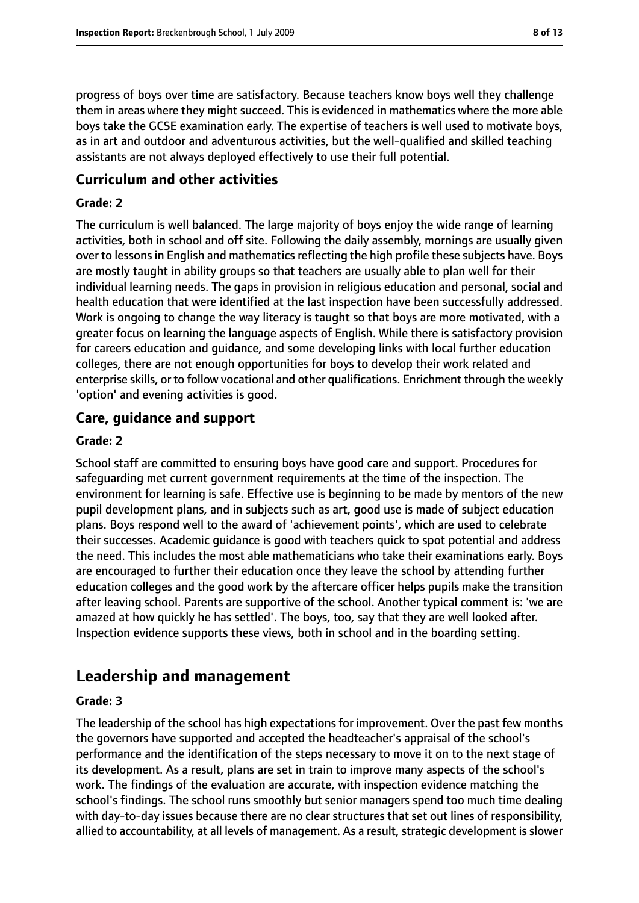progress of boys over time are satisfactory. Because teachers know boys well they challenge them in areas where they might succeed. This is evidenced in mathematics where the more able boys take the GCSE examination early. The expertise of teachers is well used to motivate boys, as in art and outdoor and adventurous activities, but the well-qualified and skilled teaching assistants are not always deployed effectively to use their full potential.

### Curriculum and other activities

#### Grade: 2

The curriculum is well balanced. The large majority of boys enjoy the wide range of learning activities, both in school and off site. Following the daily assembly, mornings are usually given over to lessons in English and mathematics reflecting the high profile these subjects have. Boys are mostly taught in ability groups so that teachers are usually able to plan well for their individual learning needs. The gaps in provision in religious education and personal, social and health education that were identified at the last inspection have been successfully addressed. Work is ongoing to change the way literacy is taught so that boys are more motivated, with a greater focus on learning the language aspects of English. While there is satisfactory provision for careers education and guidance, and some developing links with local further education colleges, there are not enough opportunities for boys to develop their work related and enterprise skills, or to follow vocational and other qualifications. Enrichment through the weekly 'option' and evening activities is good.

### Care, guidance and support

#### Grade: 2

School staff are committed to ensuring boys have good care and support. Procedures for safeguarding met current government requirements at the time of the inspection. The environment for learning is safe. Effective use is beginning to be made by mentors of the new pupil development plans, and in subjects such as art, good use is made of subject education plans. Boys respond well to the award of 'achievement points', which are used to celebrate their successes. Academic guidance is good with teachers quick to spot potential and address the need. This includes the most able mathematicians who take their examinations early. Boys are encouraged to further their education once they leave the school by attending further education colleges and the good work by the aftercare officer helps pupils make the transition after leaving school. Parents are supportive of the school. Another typical comment is: 'we are amazed at how quickly he has settled'. The boys, too, say that they are well looked after. Inspection evidence supports these views, both in school and in the boarding setting.

## Leadership and management

#### Grade: 3

The leadership of the school has high expectations for improvement. Over the past few months the governors have supported and accepted the headteacher's appraisal of the school's performance and the identification of the steps necessary to move it on to the next stage of its development. As a result, plans are set in train to improve many aspects of the school's work. The findings of the evaluation are accurate, with inspection evidence matching the school's findings. The school runs smoothly but senior managers spend too much time dealing with day-to-day issues because there are no clear structures that set out lines of responsibility, allied to accountability, at all levels of management. As a result, strategic development is slower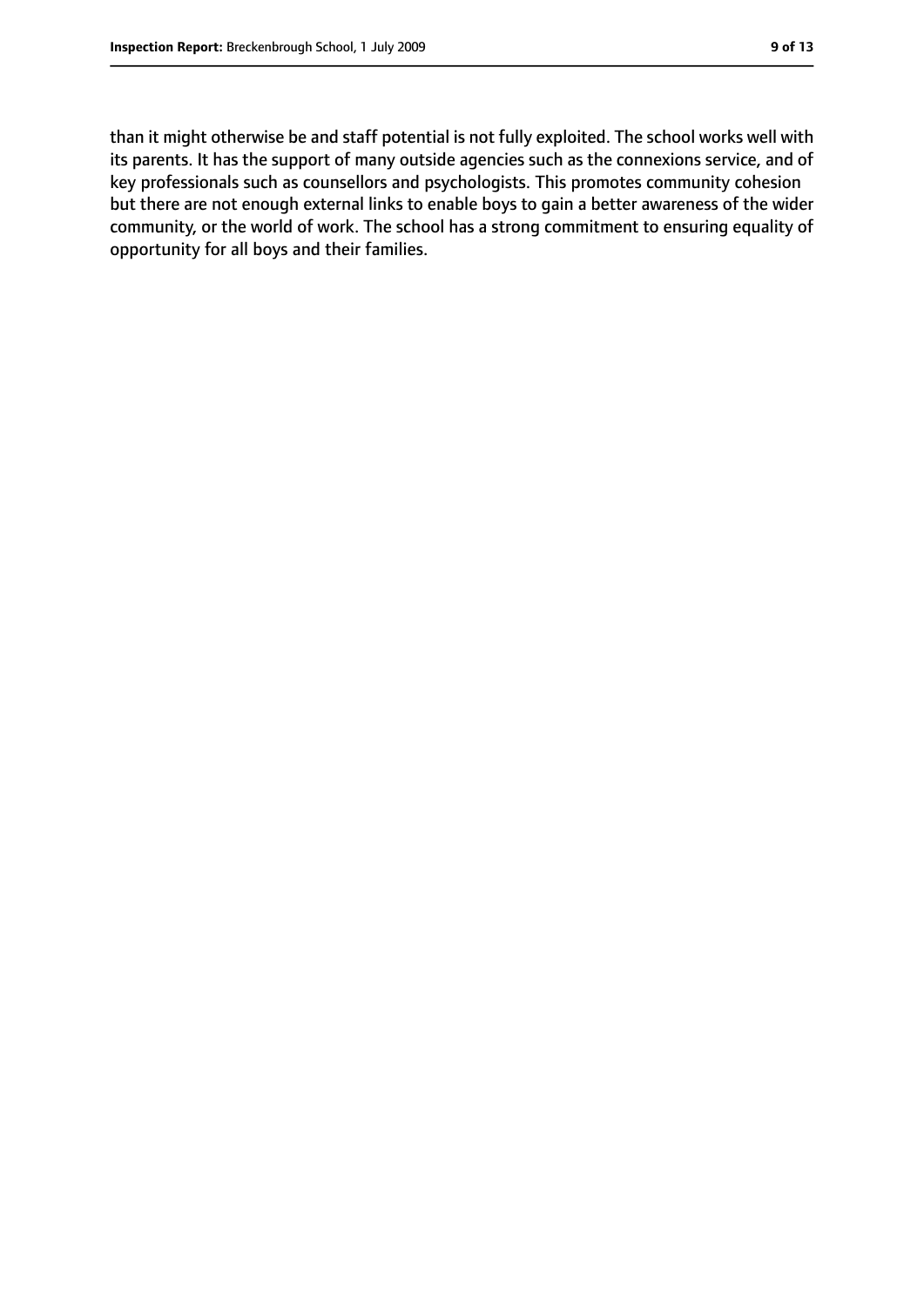than it might otherwise be and staff potential is not fully exploited. The school works well with its parents. It has the support of many outside agencies such as the connexions service, and of key professionals such as counsellors and psychologists. This promotes community cohesion but there are not enough external links to enable boys to gain a better awareness of the wider community, or the world of work. The school has a strong commitment to ensuring equality of opportunity for all boys and their families.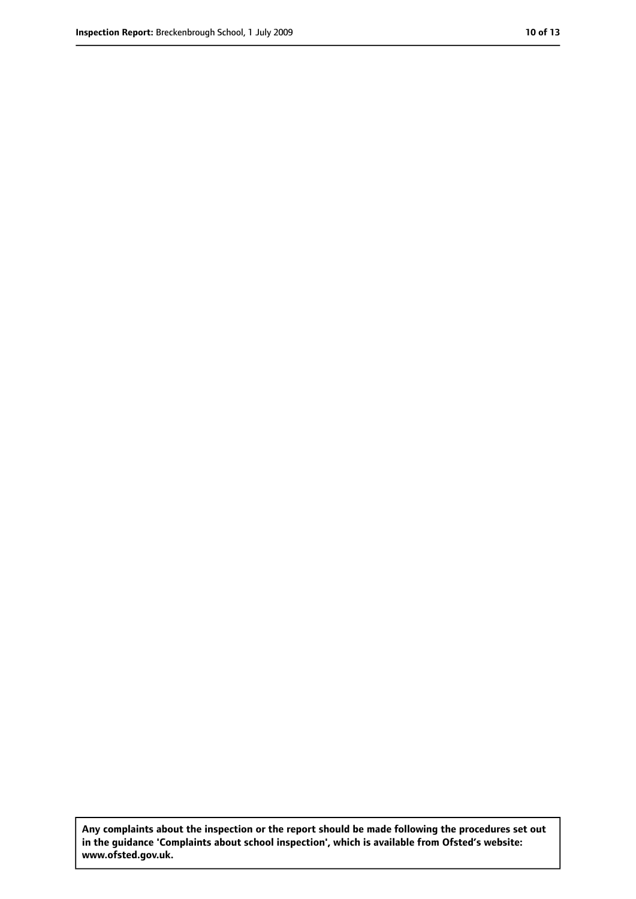**Any complaints about the inspection or the report should be made following the procedures set out in the guidance 'Complaints about school inspection', which is available from Ofsted's website: www.ofsted.gov.uk.**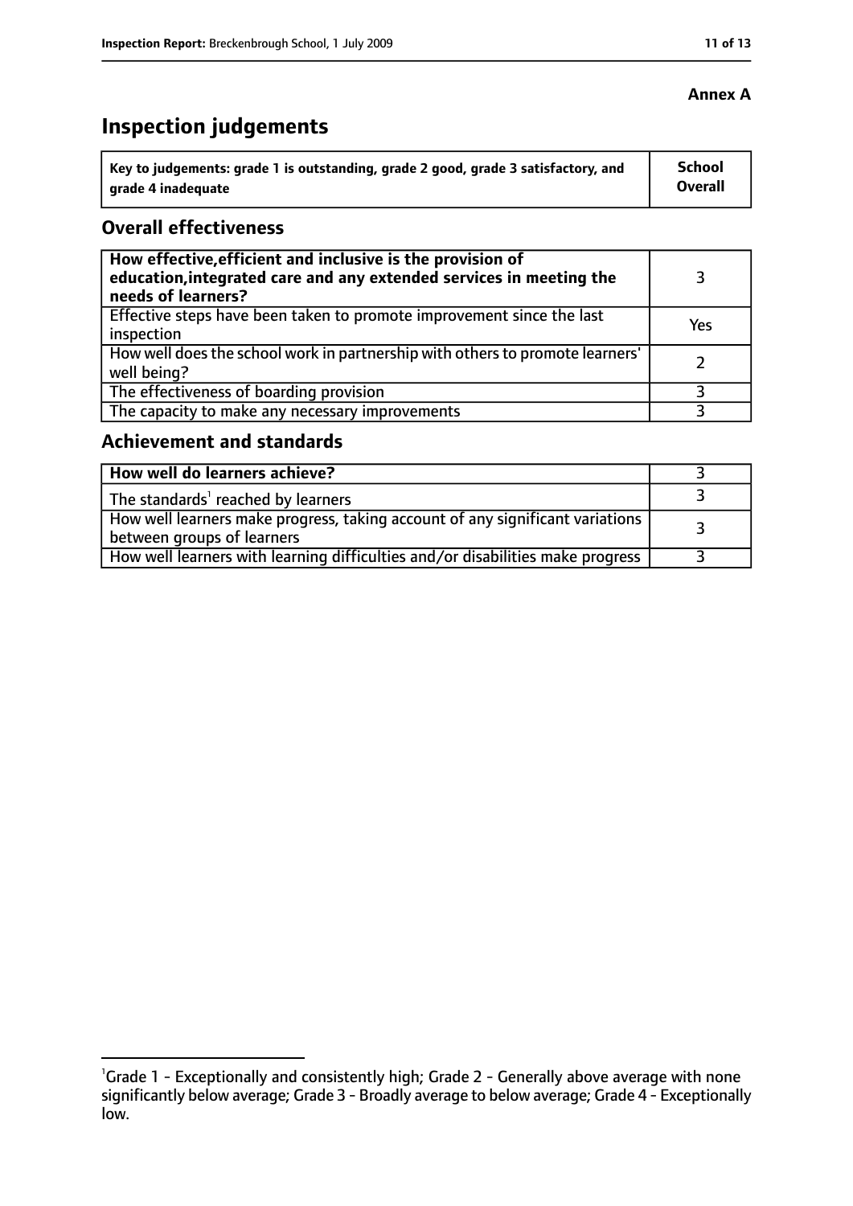**Annex A**

# Inspection judgements

| Key to judgements: grade 1 is outstanding, grade 2 good, grade 3 satisfactory, and grade 4 inadequate | School Overall |
|---|---|

## Overall effectiveness

| | |
|---|---|
| **How effective, efficient and inclusive is the provision of education, integrated care and any extended services in meeting the needs of learners?** | 3 |
| Effective steps have been taken to promote improvement since the last inspection | Yes |
| How well does the school work in partnership with others to promote learners' well being? | 2 |
| The effectiveness of boarding provision | 3 |
| The capacity to make any necessary improvements | 3 |

## Achievement and standards

| | |
|---|---|
| **How well do learners achieve?** | 3 |
| The standards[1] reached by learners | 3 |
| How well learners make progress, taking account of any significant variations between groups of learners | 3 |
| How well learners with learning difficulties and/or disabilities make progress | 3 |

[1] Grade 1 - Exceptionally and consistently high; Grade 2 - Generally above average with none significantly below average; Grade 3 - Broadly average to below average; Grade 4 - Exceptionally low.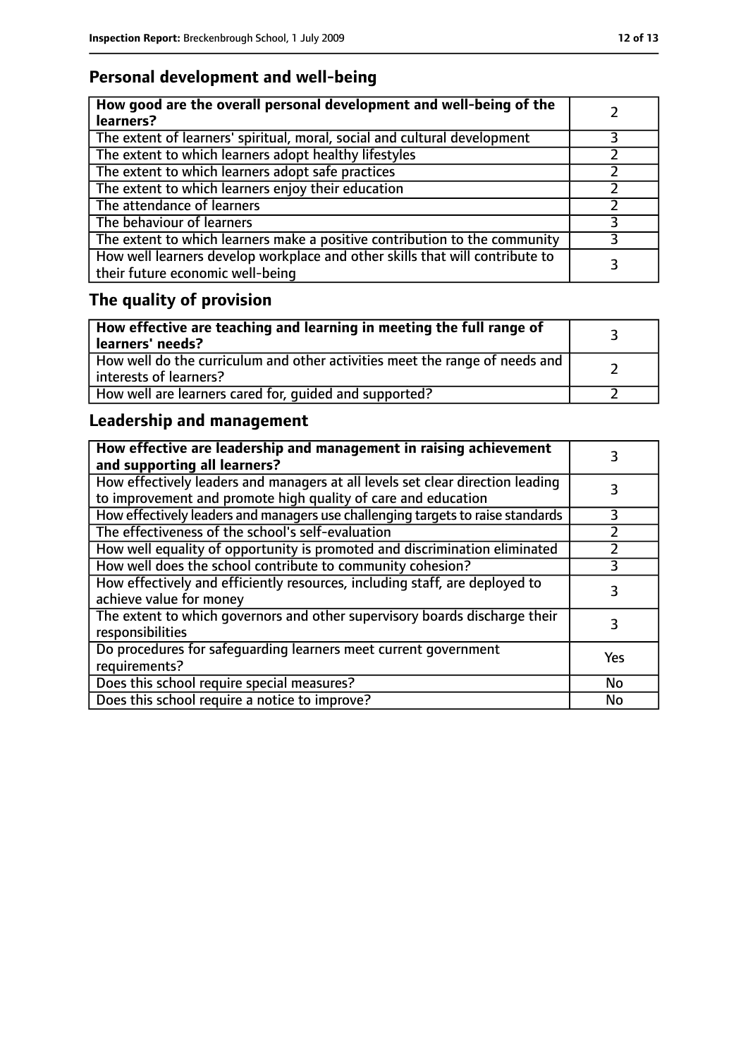## Personal development and well-being

| **How good are the overall personal development and well-being of the learners?** | 2 |
|---|---|
| The extent of learners' spiritual, moral, social and cultural development | 3 |
| The extent to which learners adopt healthy lifestyles | 2 |
| The extent to which learners adopt safe practices | 2 |
| The extent to which learners enjoy their education | 2 |
| The attendance of learners | 2 |
| The behaviour of learners | 3 |
| The extent to which learners make a positive contribution to the community | 3 |
| How well learners develop workplace and other skills that will contribute to their future economic well-being | 3 |

## The quality of provision

| **How effective are teaching and learning in meeting the full range of learners' needs?** | 3 |
|---|---|
| How well do the curriculum and other activities meet the range of needs and interests of learners? | 2 |
| How well are learners cared for, guided and supported? | 2 |

## Leadership and management

| **How effective are leadership and management in raising achievement and supporting all learners?** | 3 |
|---|---|
| How effectively leaders and managers at all levels set clear direction leading to improvement and promote high quality of care and education | 3 |
| How effectively leaders and managers use challenging targets to raise standards | 3 |
| The effectiveness of the school's self-evaluation | 2 |
| How well equality of opportunity is promoted and discrimination eliminated | 2 |
| How well does the school contribute to community cohesion? | 3 |
| How effectively and efficiently resources, including staff, are deployed to achieve value for money | 3 |
| The extent to which governors and other supervisory boards discharge their responsibilities | 3 |
| Do procedures for safeguarding learners meet current government requirements? | Yes |
| Does this school require special measures? | No |
| Does this school require a notice to improve? | No |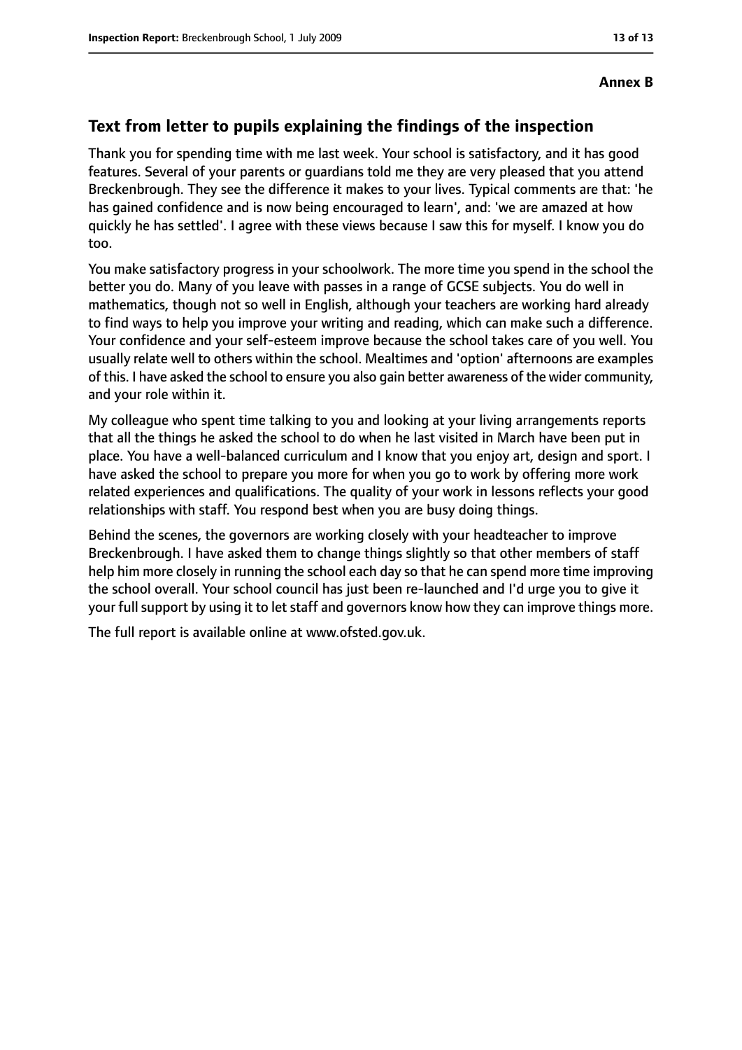**Annex B**

## Text from letter to pupils explaining the findings of the inspection

Thank you for spending time with me last week. Your school is satisfactory, and it has good features. Several of your parents or guardians told me they are very pleased that you attend Breckenbrough. They see the difference it makes to your lives. Typical comments are that: 'he has gained confidence and is now being encouraged to learn', and: 'we are amazed at how quickly he has settled'. I agree with these views because I saw this for myself. I know you do too.

You make satisfactory progress in your schoolwork. The more time you spend in the school the better you do. Many of you leave with passes in a range of GCSE subjects. You do well in mathematics, though not so well in English, although your teachers are working hard already to find ways to help you improve your writing and reading, which can make such a difference. Your confidence and your self-esteem improve because the school takes care of you well. You usually relate well to others within the school. Mealtimes and 'option' afternoons are examples of this. I have asked the school to ensure you also gain better awareness of the wider community, and your role within it.

My colleague who spent time talking to you and looking at your living arrangements reports that all the things he asked the school to do when he last visited in March have been put in place. You have a well-balanced curriculum and I know that you enjoy art, design and sport. I have asked the school to prepare you more for when you go to work by offering more work related experiences and qualifications. The quality of your work in lessons reflects your good relationships with staff. You respond best when you are busy doing things.

Behind the scenes, the governors are working closely with your headteacher to improve Breckenbrough. I have asked them to change things slightly so that other members of staff help him more closely in running the school each day so that he can spend more time improving the school overall. Your school council has just been re-launched and I'd urge you to give it your full support by using it to let staff and governors know how they can improve things more.

The full report is available online at www.ofsted.gov.uk.